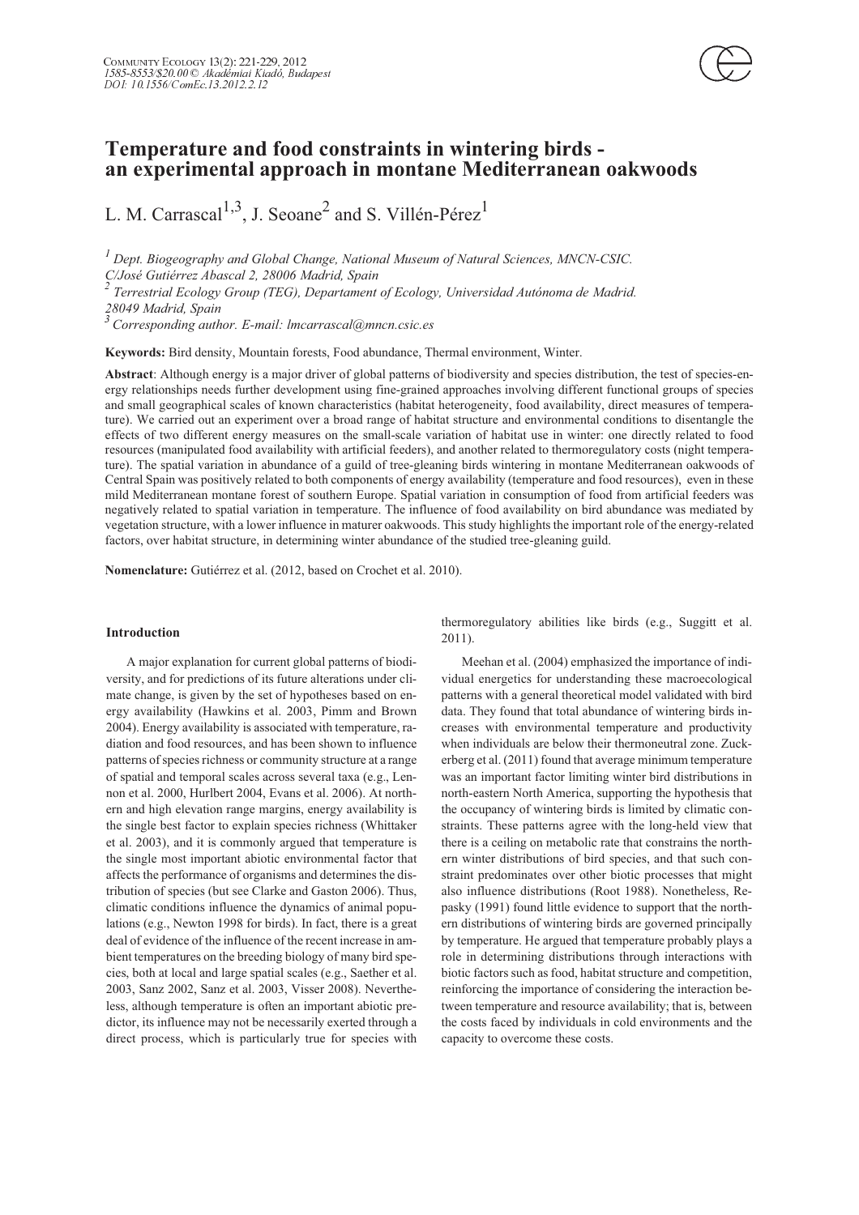# Temperature and food constraints in wintering birds - an experimental approach in montane Mediterranean oakwoods

L. M. Carrascal[1,3], J. Seoane[2] and S. Villén-Pérez[1]

[1] Dept. Biogeography and Global Change, National Museum of Natural Sciences, MNCN-CSIC. C/José Gutiérrez Abascal 2, 28006 Madrid, Spain

[2] Terrestrial Ecology Group (TEG), Departament of Ecology, Universidad Autónoma de Madrid. 28049 Madrid, Spain

[3] Corresponding author. E-mail: lmcarrascal@mncn.csic.es

**Keywords:** Bird density, Mountain forests, Food abundance, Thermal environment, Winter.

**Abstract**: Although energy is a major driver of global patterns of biodiversity and species distribution, the test of species-energy relationships needs further development using fine-grained approaches involving different functional groups of species and small geographical scales of known characteristics (habitat heterogeneity, food availability, direct measures of temperature). We carried out an experiment over a broad range of habitat structure and environmental conditions to disentangle the effects of two different energy measures on the small-scale variation of habitat use in winter: one directly related to food resources (manipulated food availability with artificial feeders), and another related to thermoregulatory costs (night temperature). The spatial variation in abundance of a guild of tree-gleaning birds wintering in montane Mediterranean oakwoods of Central Spain was positively related to both components of energy availability (temperature and food resources), even in these mild Mediterranean montane forest of southern Europe. Spatial variation in consumption of food from artificial feeders was negatively related to spatial variation in temperature. The influence of food availability on bird abundance was mediated by vegetation structure, with a lower influence in maturer oakwoods. This study highlights the important role of the energy-related factors, over habitat structure, in determining winter abundance of the studied tree-gleaning guild.

**Nomenclature:** Gutiérrez et al. (2012, based on Crochet et al. 2010).

## Introduction

A major explanation for current global patterns of biodiversity, and for predictions of its future alterations under climate change, is given by the set of hypotheses based on energy availability (Hawkins et al. 2003, Pimm and Brown 2004). Energy availability is associated with temperature, radiation and food resources, and has been shown to influence patterns of species richness or community structure at a range of spatial and temporal scales across several taxa (e.g., Lennon et al. 2000, Hurlbert 2004, Evans et al. 2006). At northern and high elevation range margins, energy availability is the single best factor to explain species richness (Whittaker et al. 2003), and it is commonly argued that temperature is the single most important abiotic environmental factor that affects the performance of organisms and determines the distribution of species (but see Clarke and Gaston 2006). Thus, climatic conditions influence the dynamics of animal populations (e.g., Newton 1998 for birds). In fact, there is a great deal of evidence of the influence of the recent increase in ambient temperatures on the breeding biology of many bird species, both at local and large spatial scales (e.g., Saether et al. 2003, Sanz 2002, Sanz et al. 2003, Visser 2008). Nevertheless, although temperature is often an important abiotic predictor, its influence may not be necessarily exerted through a direct process, which is particularly true for species with thermoregulatory abilities like birds (e.g., Suggitt et al. 2011).

Meehan et al. (2004) emphasized the importance of individual energetics for understanding these macroecological patterns with a general theoretical model validated with bird data. They found that total abundance of wintering birds increases with environmental temperature and productivity when individuals are below their thermoneutral zone. Zuckerberg et al. (2011) found that average minimum temperature was an important factor limiting winter bird distributions in north-eastern North America, supporting the hypothesis that the occupancy of wintering birds is limited by climatic constraints. These patterns agree with the long-held view that there is a ceiling on metabolic rate that constrains the northern winter distributions of bird species, and that such constraint predominates over other biotic processes that might also influence distributions (Root 1988). Nonetheless, Repasky (1991) found little evidence to support that the northern distributions of wintering birds are governed principally by temperature. He argued that temperature probably plays a role in determining distributions through interactions with biotic factors such as food, habitat structure and competition, reinforcing the importance of considering the interaction between temperature and resource availability; that is, between the costs faced by individuals in cold environments and the capacity to overcome these costs.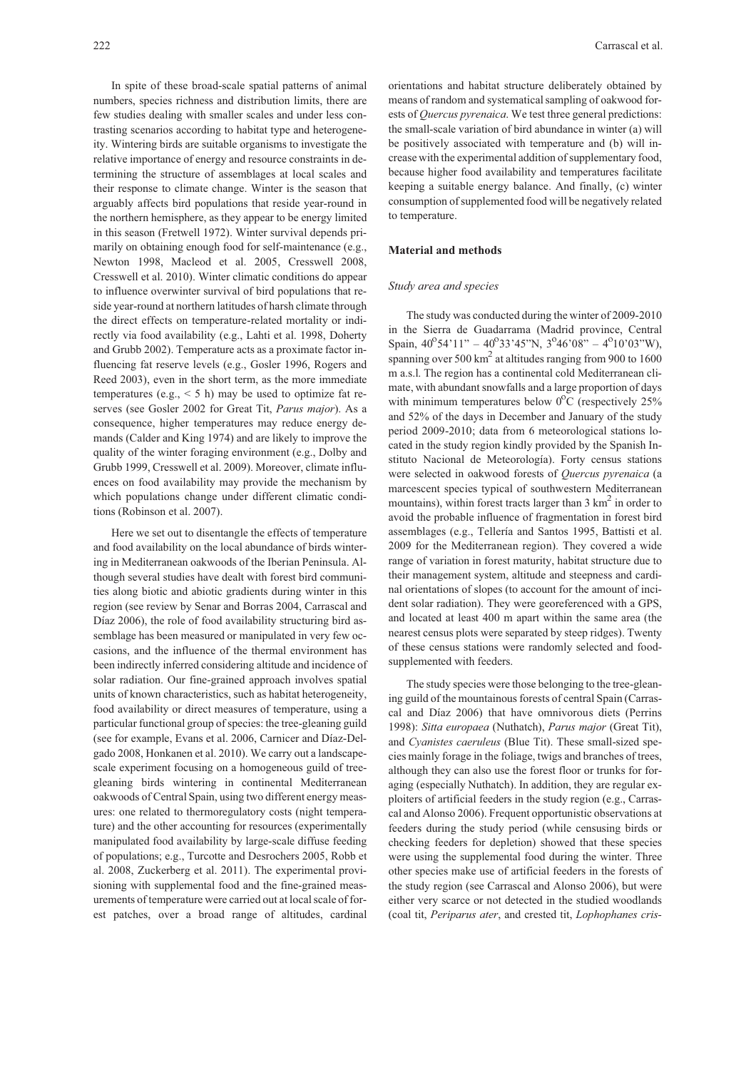In spite of these broad-scale spatial patterns of animal numbers, species richness and distribution limits, there are few studies dealing with smaller scales and under less contrasting scenarios according to habitat type and heterogeneity. Wintering birds are suitable organisms to investigate the relative importance of energy and resource constraints in determining the structure of assemblages at local scales and their response to climate change. Winter is the season that arguably affects bird populations that reside year-round in the northern hemisphere, as they appear to be energy limited in this season (Fretwell 1972). Winter survival depends primarily on obtaining enough food for self-maintenance (e.g., Newton 1998, Macleod et al. 2005, Cresswell 2008, Cresswell et al. 2010). Winter climatic conditions do appear to influence overwinter survival of bird populations that reside year-round at northern latitudes of harsh climate through the direct effects on temperature-related mortality or indirectly via food availability (e.g., Lahti et al. 1998, Doherty and Grubb 2002). Temperature acts as a proximate factor influencing fat reserve levels (e.g., Gosler 1996, Rogers and Reed 2003), even in the short term, as the more immediate temperatures (e.g., < 5 h) may be used to optimize fat reserves (see Gosler 2002 for Great Tit, *Parus major*). As a consequence, higher temperatures may reduce energy demands (Calder and King 1974) and are likely to improve the quality of the winter foraging environment (e.g., Dolby and Grubb 1999, Cresswell et al. 2009). Moreover, climate influences on food availability may provide the mechanism by which populations change under different climatic conditions (Robinson et al. 2007).

Here we set out to disentangle the effects of temperature and food availability on the local abundance of birds wintering in Mediterranean oakwoods of the Iberian Peninsula. Although several studies have dealt with forest bird communities along biotic and abiotic gradients during winter in this region (see review by Senar and Borras 2004, Carrascal and Díaz 2006), the role of food availability structuring bird assemblage has been measured or manipulated in very few occasions, and the influence of the thermal environment has been indirectly inferred considering altitude and incidence of solar radiation. Our fine-grained approach involves spatial units of known characteristics, such as habitat heterogeneity, food availability or direct measures of temperature, using a particular functional group of species: the tree-gleaning guild (see for example, Evans et al. 2006, Carnicer and Díaz-Delgado 2008, Honkanen et al. 2010). We carry out a landscape-scale experiment focusing on a homogeneous guild of tree-gleaning birds wintering in continental Mediterranean oakwoods of Central Spain, using two different energy measures: one related to thermoregulatory costs (night temperature) and the other accounting for resources (experimentally manipulated food availability by large-scale diffuse feeding of populations; e.g., Turcotte and Desrochers 2005, Robb et al. 2008, Zuckerberg et al. 2011). The experimental provisioning with supplemental food and the fine-grained measurements of temperature were carried out at local scale of forest patches, over a broad range of altitudes, cardinal orientations and habitat structure deliberately obtained by means of random and systematical sampling of oakwood forests of *Quercus pyrenaica*. We test three general predictions: the small-scale variation of bird abundance in winter (a) will be positively associated with temperature and (b) will increase with the experimental addition of supplementary food, because higher food availability and temperatures facilitate keeping a suitable energy balance. And finally, (c) winter consumption of supplemented food will be negatively related to temperature.

## Material and methods

### Study area and species

The study was conducted during the winter of 2009-2010 in the Sierra de Guadarrama (Madrid province, Central Spain, 40°54'11" – 40°33'45"N, 3°46'08" – 4°10'03"W), spanning over 500 km$^2$ at altitudes ranging from 900 to 1600 m a.s.l. The region has a continental cold Mediterranean climate, with abundant snowfalls and a large proportion of days with minimum temperatures below 0°C (respectively 25% and 52% of the days in December and January of the study period 2009-2010; data from 6 meteorological stations located in the study region kindly provided by the Spanish Instituto Nacional de Meteorología). Forty census stations were selected in oakwood forests of *Quercus pyrenaica* (a marcescent species typical of southwestern Mediterranean mountains), within forest tracts larger than 3 km$^2$ in order to avoid the probable influence of fragmentation in forest bird assemblages (e.g., Tellería and Santos 1995, Battisti et al. 2009 for the Mediterranean region). They covered a wide range of variation in forest maturity, habitat structure due to their management system, altitude and steepness and cardinal orientations of slopes (to account for the amount of incident solar radiation). They were georeferenced with a GPS, and located at least 400 m apart within the same area (the nearest census plots were separated by steep ridges). Twenty of these census stations were randomly selected and food-supplemented with feeders.

The study species were those belonging to the tree-gleaning guild of the mountainous forests of central Spain (Carrascal and Díaz 2006) that have omnivorous diets (Perrins 1998): *Sitta europaea* (Nuthatch), *Parus major* (Great Tit), and *Cyanistes caeruleus* (Blue Tit). These small-sized species mainly forage in the foliage, twigs and branches of trees, although they can also use the forest floor or trunks for foraging (especially Nuthatch). In addition, they are regular exploiters of artificial feeders in the study region (e.g., Carrascal and Alonso 2006). Frequent opportunistic observations at feeders during the study period (while censusing birds or checking feeders for depletion) showed that these species were using the supplemental food during the winter. Three other species make use of artificial feeders in the forests of the study region (see Carrascal and Alonso 2006), but were either very scarce or not detected in the studied woodlands (coal tit, *Periparus ater*, and crested tit, *Lophophanes cris-*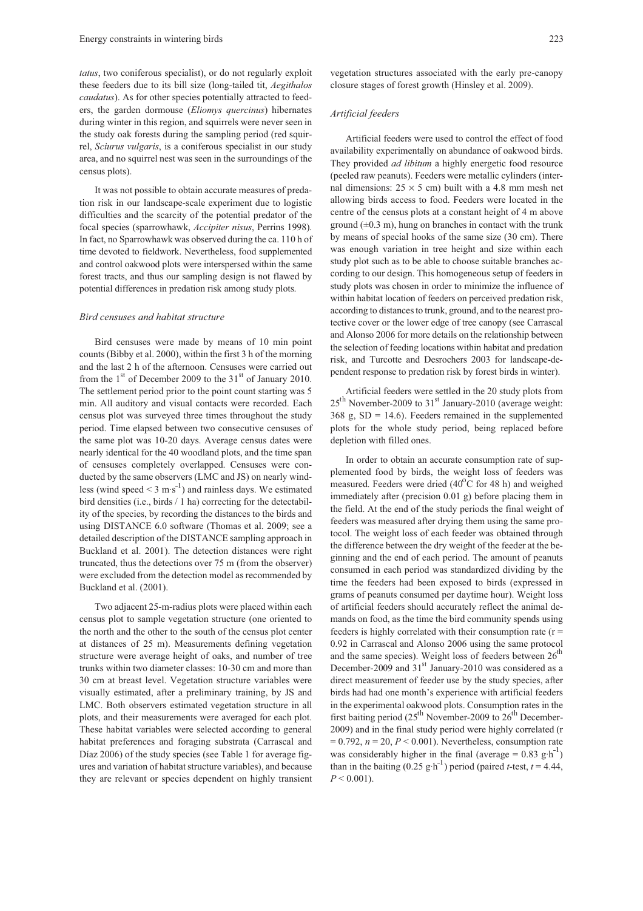*tatus*, two coniferous specialist), or do not regularly exploit these feeders due to its bill size (long-tailed tit, *Aegithalos caudatus*). As for other species potentially attracted to feeders, the garden dormouse (*Eliomys quercinus*) hibernates during winter in this region, and squirrels were never seen in the study oak forests during the sampling period (red squirrel, *Sciurus vulgaris*, is a coniferous specialist in our study area, and no squirrel nest was seen in the surroundings of the census plots).

It was not possible to obtain accurate measures of predation risk in our landscape-scale experiment due to logistic difficulties and the scarcity of the potential predator of the focal species (sparrowhawk, *Accipiter nisus*, Perrins 1998). In fact, no Sparrowhawk was observed during the ca. 110 h of time devoted to fieldwork. Nevertheless, food supplemented and control oakwood plots were interspersed within the same forest tracts, and thus our sampling design is not flawed by potential differences in predation risk among study plots.

### *Bird censuses and habitat structure*

Bird censuses were made by means of 10 min point counts (Bibby et al. 2000), within the first 3 h of the morning and the last 2 h of the afternoon. Censuses were carried out from the 1st of December 2009 to the 31st of January 2010. The settlement period prior to the point count starting was 5 min. All auditory and visual contacts were recorded. Each census plot was surveyed three times throughout the study period. Time elapsed between two consecutive censuses of the same plot was 10-20 days. Average census dates were nearly identical for the 40 woodland plots, and the time span of censuses completely overlapped. Censuses were conducted by the same observers (LMC and JS) on nearly windless (wind speed $< 3\ \text{m}\cdot\text{s}^{-1}$) and rainless days. We estimated bird densities (i.e., birds / 1 ha) correcting for the detectability of the species, by recording the distances to the birds and using DISTANCE 6.0 software (Thomas et al. 2009; see a detailed description of the DISTANCE sampling approach in Buckland et al. 2001). The detection distances were right truncated, thus the detections over 75 m (from the observer) were excluded from the detection model as recommended by Buckland et al. (2001).

Two adjacent 25-m-radius plots were placed within each census plot to sample vegetation structure (one oriented to the north and the other to the south of the census plot center at distances of 25 m). Measurements defining vegetation structure were average height of oaks, and number of tree trunks within two diameter classes: 10-30 cm and more than 30 cm at breast level. Vegetation structure variables were visually estimated, after a preliminary training, by JS and LMC. Both observers estimated vegetation structure in all plots, and their measurements were averaged for each plot. These habitat variables were selected according to general habitat preferences and foraging substrata (Carrascal and Díaz 2006) of the study species (see Table 1 for average figures and variation of habitat structure variables), and because they are relevant or species dependent on highly transient vegetation structures associated with the early pre-canopy closure stages of forest growth (Hinsley et al. 2009).

### *Artificial feeders*

Artificial feeders were used to control the effect of food availability experimentally on abundance of oakwood birds. They provided *ad libitum* a highly energetic food resource (peeled raw peanuts). Feeders were metallic cylinders (internal dimensions: $25 \times 5$ cm) built with a 4.8 mm mesh net allowing birds access to food. Feeders were located in the centre of the census plots at a constant height of 4 m above ground ($\pm$0.3 m), hung on branches in contact with the trunk by means of special hooks of the same size (30 cm). There was enough variation in tree height and size within each study plot such as to be able to choose suitable branches according to our design. This homogeneous setup of feeders in study plots was chosen in order to minimize the influence of within habitat location of feeders on perceived predation risk, according to distances to trunk, ground, and to the nearest protective cover or the lower edge of tree canopy (see Carrascal and Alonso 2006 for more details on the relationship between the selection of feeding locations within habitat and predation risk, and Turcotte and Desrochers 2003 for landscape-dependent response to predation risk by forest birds in winter).

Artificial feeders were settled in the 20 study plots from 25th November-2009 to 31st January-2010 (average weight: 368 g, SD = 14.6). Feeders remained in the supplemented plots for the whole study period, being replaced before depletion with filled ones.

In order to obtain an accurate consumption rate of supplemented food by birds, the weight loss of feeders was measured. Feeders were dried (40°C for 48 h) and weighed immediately after (precision 0.01 g) before placing them in the field. At the end of the study periods the final weight of feeders was measured after drying them using the same protocol. The weight loss of each feeder was obtained through the difference between the dry weight of the feeder at the beginning and the end of each period. The amount of peanuts consumed in each period was standardized dividing by the time the feeders had been exposed to birds (expressed in grams of peanuts consumed per daytime hour). Weight loss of artificial feeders should accurately reflect the animal demands on food, as the time the bird community spends using feeders is highly correlated with their consumption rate ($r = 0.92$ in Carrascal and Alonso 2006 using the same protocol and the same species). Weight loss of feeders between 26th December-2009 and 31st January-2010 was considered as a direct measurement of feeder use by the study species, after birds had had one month's experience with artificial feeders in the experimental oakwood plots. Consumption rates in the first baiting period (25th November-2009 to 26th December-2009) and in the final study period were highly correlated ($r = 0.792$, $n = 20$, $P < 0.001$). Nevertheless, consumption rate was considerably higher in the final (average = $0.83\ \text{g}\cdot\text{h}^{-1}$) than in the baiting ($0.25\ \text{g}\cdot\text{h}^{-1}$) period (paired *t*-test, $t = 4.44$, $P < 0.001$).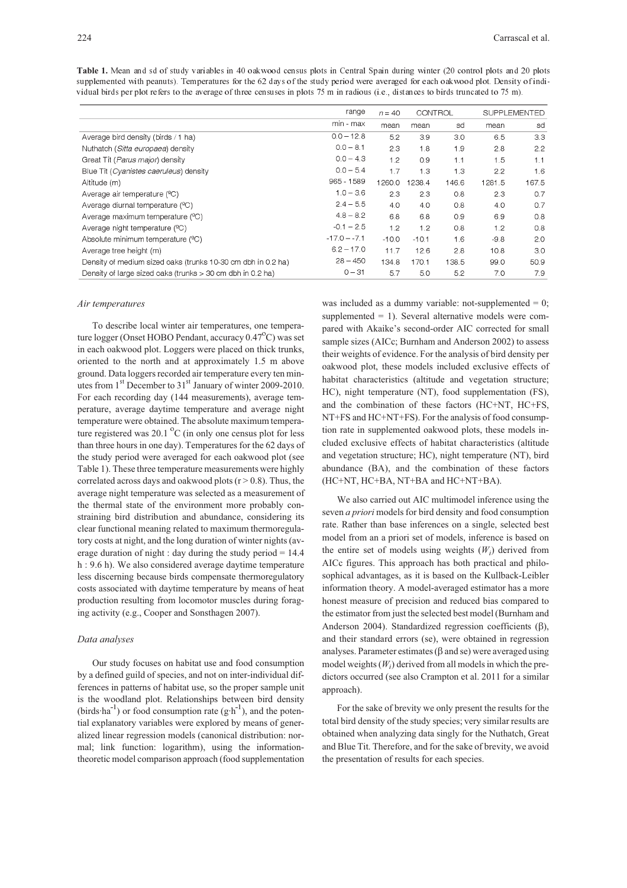**Table 1.** Mean and sd of study variables in 40 oakwood census plots in Central Spain during winter (20 control plots and 20 plots supplemented with peanuts). Temperatures for the 62 days of the study period were averaged for each oakwood plot. Density of individual birds per plot refers to the average of three censuses in plots 75 m in radious (i.e., distances to birds truncated to 75 m).

| | range | $n = 40$ | CONTROL | | SUPPLEMENTED | |
|---|---|---|---|---|---|---|
| | min - max | mean | mean | sd | mean | sd |
| Average bird density (birds / 1 ha) | 0.0 – 12.8 | 5.2 | 3.9 | 3.0 | 6.5 | 3.3 |
| Nuthatch (*Sitta europaea*) density | 0.0 – 8.1 | 2.3 | 1.8 | 1.9 | 2.8 | 2.2 |
| Great Tit (*Parus major*) density | 0.0 – 4.3 | 1.2 | 0.9 | 1.1 | 1.5 | 1.1 |
| Blue Tit (*Cyanistes caeruleus*) density | 0.0 – 5.4 | 1.7 | 1.3 | 1.3 | 2.2 | 1.6 |
| Altitude (m) | 965 - 1589 | 1260.0 | 1238.4 | 146.6 | 1281.5 | 167.5 |
| Average air temperature (ºC) | 1.0 – 3.6 | 2.3 | 2.3 | 0.8 | 2.3 | 0.7 |
| Average diurnal temperature (ºC) | 2.4 – 5.5 | 4.0 | 4.0 | 0.8 | 4.0 | 0.7 |
| Average maximum temperature (ºC) | 4.8 – 8.2 | 6.8 | 6.8 | 0.9 | 6.9 | 0.8 |
| Average night temperature (ºC) | -0.1 – 2.5 | 1.2 | 1.2 | 0.8 | 1.2 | 0.8 |
| Absolute minimum temperature (ºC) | -17.0 – -7.1 | -10.0 | -10.1 | 1.6 | -9.8 | 2.0 |
| Average tree height (m) | 6.2 – 17.0 | 11.7 | 12.6 | 2.8 | 10.8 | 3.0 |
| Density of medium sized oaks (trunks 10-30 cm dbh in 0.2 ha) | 28 – 450 | 134.8 | 170.1 | 138.5 | 99.0 | 50.9 |
| Density of large sized oaks (trunks > 30 cm dbh in 0.2 ha) | 0 – 31 | 5.7 | 5.0 | 5.2 | 7.0 | 7.9 |

### *Air temperatures*

To describe local winter air temperatures, one temperature logger (Onset HOBO Pendant, accuracy 0.47 $^{o}$C) was set in each oakwood plot. Loggers were placed on thick trunks, oriented to the north and at approximately 1.5 m above ground. Data loggers recorded air temperature every ten minutes from 1$^{st}$ December to 31$^{st}$ January of winter 2009-2010. For each recording day (144 measurements), average temperature, average daytime temperature and average night temperature were obtained. The absolute maximum temperature registered was 20.1 $^{o}$C (in only one census plot for less than three hours in one day). Temperatures for the 62 days of the study period were averaged for each oakwood plot (see Table 1). These three temperature measurements were highly correlated across days and oakwood plots ($r > 0.8$). Thus, the average night temperature was selected as a measurement of the thermal state of the environment more probably constraining bird distribution and abundance, considering its clear functional meaning related to maximum thermoregulatory costs at night, and the long duration of winter nights (average duration of night : day during the study period = 14.4 h : 9.6 h). We also considered average daytime temperature less discerning because birds compensate thermoregulatory costs associated with daytime temperature by means of heat production resulting from locomotor muscles during foraging activity (e.g., Cooper and Sonsthagen 2007).

### *Data analyses*

Our study focuses on habitat use and food consumption by a defined guild of species, and not on inter-individual differences in patterns of habitat use, so the proper sample unit is the woodland plot. Relationships between bird density (birds·ha$^{-1}$) or food consumption rate (g·h$^{-1}$), and the potential explanatory variables were explored by means of generalized linear regression models (canonical distribution: normal; link function: logarithm), using the information-theoretic model comparison approach (food supplementation was included as a dummy variable: not-supplemented = 0; supplemented = 1). Several alternative models were compared with Akaike's second-order AIC corrected for small sample sizes (AICc; Burnham and Anderson 2002) to assess their weights of evidence. For the analysis of bird density per oakwood plot, these models included exclusive effects of habitat characteristics (altitude and vegetation structure; HC), night temperature (NT), food supplementation (FS), and the combination of these factors (HC+NT, HC+FS, NT+FS and HC+NT+FS). For the analysis of food consumption rate in supplemented oakwood plots, these models included exclusive effects of habitat characteristics (altitude and vegetation structure; HC), night temperature (NT), bird abundance (BA), and the combination of these factors (HC+NT, HC+BA, NT+BA and HC+NT+BA).

We also carried out AIC multimodel inference using the seven *a priori* models for bird density and food consumption rate. Rather than base inferences on a single, selected best model from an a priori set of models, inference is based on the entire set of models using weights ($W_i$) derived from AICc figures. This approach has both practical and philosophical advantages, as it is based on the Kullback-Leibler information theory. A model-averaged estimator has a more honest measure of precision and reduced bias compared to the estimator from just the selected best model (Burnham and Anderson 2004). Standardized regression coefficients ($\beta$), and their standard errors (se), were obtained in regression analyses. Parameter estimates ($\beta$ and se) were averaged using model weights ($W_i$) derived from all models in which the predictors occurred (see also Crampton et al. 2011 for a similar approach).

For the sake of brevity we only present the results for the total bird density of the study species; very similar results are obtained when analyzing data singly for the Nuthatch, Great and Blue Tit. Therefore, and for the sake of brevity, we avoid the presentation of results for each species.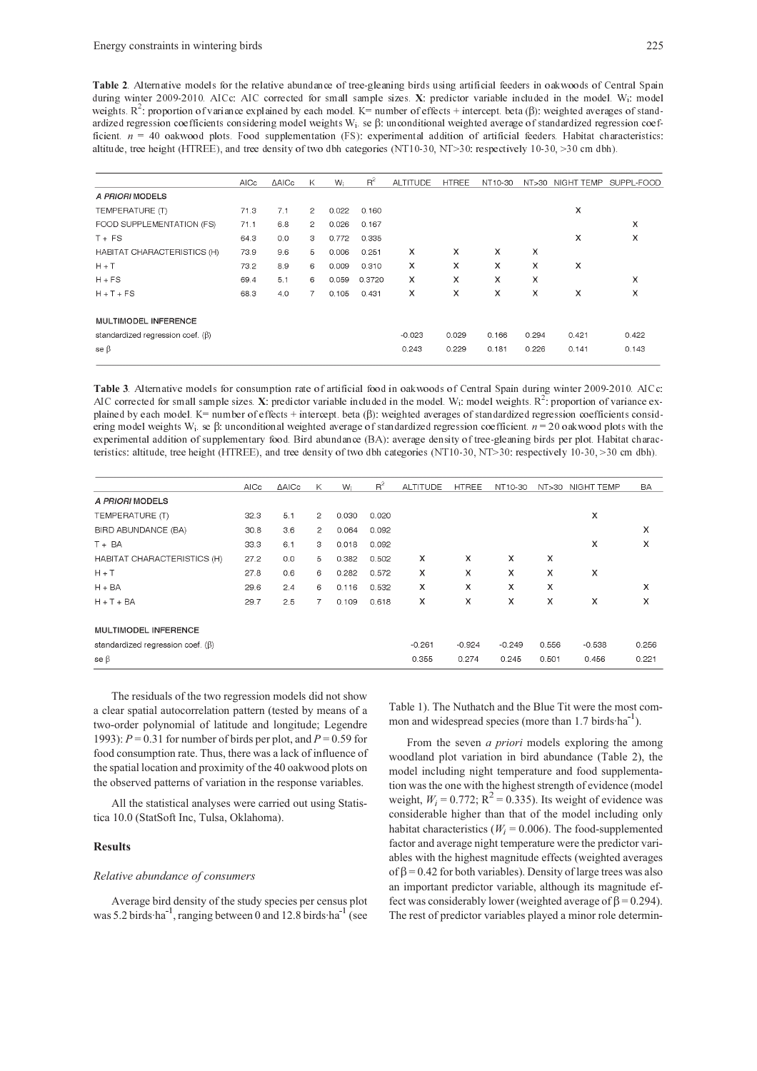**Table 2**. Alternative models for the relative abundance of tree-gleaning birds using artificial feeders in oakwoods of Central Spain during winter 2009-2010. AICc: AIC corrected for small sample sizes. **X**: predictor variable included in the model. $W_i$: model weights. $R^2$: proportion of variance explained by each model. K= number of effects + intercept. beta (β): weighted averages of standardized regression coefficients considering model weights $W_i$. se β: unconditional weighted average of standardized regression coefficient. $n$ = 40 oakwood plots. Food supplementation (FS): experimental addition of artificial feeders. Habitat characteristics: altitude, tree height (HTREE), and tree density of two dbh categories (NT10-30, NT>30: respectively 10-30, >30 cm dbh).

| | AICc | ΔAICc | K | $W_i$ | $R^2$ | ALTITUDE | HTREE | NT10-30 | NT>30 | NIGHT TEMP | SUPPL-FOOD |
|---|---|---|---|---|---|---|---|---|---|---|---|
| *A PRIORI* MODELS | | | | | | | | | | | |
| TEMPERATURE (T) | 71.3 | 7.1 | 2 | 0.022 | 0.160 | | | | | X | |
| FOOD SUPPLEMENTATION (FS) | 71.1 | 6.8 | 2 | 0.026 | 0.167 | | | | | | X |
| T + FS | 64.3 | 0.0 | 3 | 0.772 | 0.335 | | | | | X | X |
| HABITAT CHARACTERISTICS (H) | 73.9 | 9.6 | 5 | 0.006 | 0.251 | X | X | X | X | | |
| H + T | 73.2 | 8.9 | 6 | 0.009 | 0.310 | X | X | X | X | X | |
| H + FS | 69.4 | 5.1 | 6 | 0.059 | 0.3720 | X | X | X | X | | X |
| H + T + FS | 68.3 | 4.0 | 7 | 0.105 | 0.431 | X | X | X | X | X | X |
| MULTIMODEL INFERENCE | | | | | | | | | | | |
| standardized regression coef. (β) | | | | | | -0.023 | 0.029 | 0.166 | 0.294 | 0.421 | 0.422 |
| se β | | | | | | 0.243 | 0.229 | 0.181 | 0.226 | 0.141 | 0.143 |

**Table 3**. Alternative models for consumption rate of artificial food in oakwoods of Central Spain during winter 2009-2010. AICc: AIC corrected for small sample sizes. **X**: predictor variable included in the model. $W_i$: model weights. $R^2$: proportion of variance explained by each model. K= number of effects + intercept. beta (β): weighted averages of standardized regression coefficients considering model weights $W_i$. se β: unconditional weighted average of standardized regression coefficient. $n$ = 20 oakwood plots with the experimental addition of supplementary food. Bird abundance (BA): average density of tree-gleaning birds per plot. Habitat characteristics: altitude, tree height (HTREE), and tree density of two dbh categories (NT10-30, NT>30: respectively 10-30, >30 cm dbh).

| | AICc | ΔAICc | K | $W_i$ | $R^2$ | ALTITUDE | HTREE | NT10-30 | NT>30 | NIGHT TEMP | BA |
|---|---|---|---|---|---|---|---|---|---|---|---|
| *A PRIORI* MODELS | | | | | | | | | | | |
| TEMPERATURE (T) | 32.3 | 5.1 | 2 | 0.030 | 0.020 | | | | | X | |
| BIRD ABUNDANCE (BA) | 30.8 | 3.6 | 2 | 0.064 | 0.092 | | | | | | X |
| T + BA | 33.3 | 6.1 | 3 | 0.018 | 0.092 | | | | | X | X |
| HABITAT CHARACTERISTICS (H) | 27.2 | 0.0 | 5 | 0.382 | 0.502 | X | X | X | X | | |
| H + T | 27.8 | 0.6 | 6 | 0.282 | 0.572 | X | X | X | X | X | |
| H + BA | 29.6 | 2.4 | 6 | 0.116 | 0.532 | X | X | X | X | | X |
| H + T + BA | 29.7 | 2.5 | 7 | 0.109 | 0.618 | X | X | X | X | X | X |
| MULTIMODEL INFERENCE | | | | | | | | | | | |
| standardized regression coef. (β) | | | | | | -0.261 | -0.924 | -0.249 | 0.556 | -0.538 | 0.256 |
| se β | | | | | | 0.355 | 0.274 | 0.245 | 0.501 | 0.456 | 0.221 |

The residuals of the two regression models did not show a clear spatial autocorrelation pattern (tested by means of a two-order polynomial of latitude and longitude; Legendre 1993): $P = 0.31$ for number of birds per plot, and $P = 0.59$ for food consumption rate. Thus, there was a lack of influence of the spatial location and proximity of the 40 oakwood plots on the observed patterns of variation in the response variables.

All the statistical analyses were carried out using Statistica 10.0 (StatSoft Inc, Tulsa, Oklahoma).

## Results

### *Relative abundance of consumers*

Average bird density of the study species per census plot was 5.2 birds·ha$^{-1}$, ranging between 0 and 12.8 birds·ha$^{-1}$ (see Table 1). The Nuthatch and the Blue Tit were the most common and widespread species (more than 1.7 birds·ha$^{-1}$).

From the seven *a priori* models exploring the among woodland plot variation in bird abundance (Table 2), the model including night temperature and food supplementation was the one with the highest strength of evidence (model weight, $W_i = 0.772$; $R^2 = 0.335$). Its weight of evidence was considerable higher than that of the model including only habitat characteristics ($W_i = 0.006$). The food-supplemented factor and average night temperature were the predictor variables with the highest magnitude effects (weighted averages of $\beta = 0.42$ for both variables). Density of large trees was also an important predictor variable, although its magnitude effect was considerably lower (weighted average of $\beta = 0.294$). The rest of predictor variables played a minor role determin-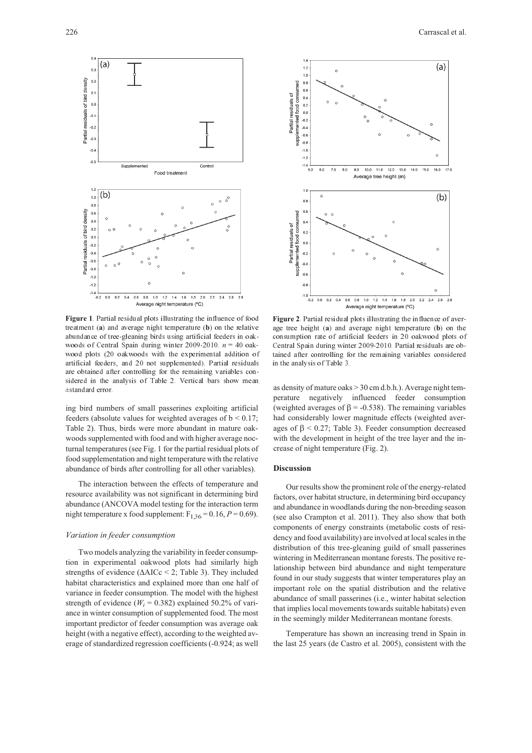**Figure 1**. Partial residual plots illustrating the influence of food treatment (**a**) and average night temperature (**b**) on the relative abundance of tree-gleaning birds using artificial feeders in oakwoods of Central Spain during winter 2009-2010. $n = 40$ oakwood plots (20 oakwoods with the experimental addition of artificial feeders, and 20 not supplemented). Partial residuals are obtained after controlling for the remaining variables considered in the analysis of Table 2. Vertical bars show mean ±standard error.

ing bird numbers of small passerines exploiting artificial feeders (absolute values for weighted averages of $b < 0.17$; Table 2). Thus, birds were more abundant in mature oakwoods supplemented with food and with higher average nocturnal temperatures (see Fig. 1 for the partial residual plots of food supplementation and night temperature with the relative abundance of birds after controlling for all other variables).

The interaction between the effects of temperature and resource availability was not significant in determining bird abundance (ANCOVA model testing for the interaction term night temperature x food supplement: $F_{1,36} = 0.16$, $P = 0.69$).

### *Variation in feeder consumption*

Two models analyzing the variability in feeder consumption in experimental oakwood plots had similarly high strengths of evidence ($\Delta$AICc < 2; Table 3). They included habitat characteristics and explained more than one half of variance in feeder consumption. The model with the highest strength of evidence ($W_i = 0.382$) explained 50.2% of variance in winter consumption of supplemented food. The most important predictor of feeder consumption was average oak height (with a negative effect), according to the weighted average of standardized regression coefficients (-0.924; as well as density of mature oaks > 30 cm d.b.h.). Average night temperature negatively influenced feeder consumption (weighted averages of $\beta = -0.538$). The remaining variables had considerably lower magnitude effects (weighted averages of $\beta < 0.27$; Table 3). Feeder consumption decreased with the development in height of the tree layer and the increase of night temperature (Fig. 2).

**Figure 2**. Partial residual plots illustrating the influence of average tree height (**a**) and average night temperature (**b**) on the consumption rate of artificial feeders in 20 oakwood plots of Central Spain during winter 2009-2010. Partial residuals are obtained after controlling for the remaining variables considered in the analysis of Table 3.

## Discussion

Our results show the prominent role of the energy-related factors, over habitat structure, in determining bird occupancy and abundance in woodlands during the non-breeding season (see also Crampton et al. 2011). They also show that both components of energy constraints (metabolic costs of residency and food availability) are involved at local scales in the distribution of this tree-gleaning guild of small passerines wintering in Mediterranean montane forests. The positive relationship between bird abundance and night temperature found in our study suggests that winter temperatures play an important role on the spatial distribution and the relative abundance of small passerines (i.e., winter habitat selection that implies local movements towards suitable habitats) even in the seemingly milder Mediterranean montane forests.

Temperature has shown an increasing trend in Spain in the last 25 years (de Castro et al. 2005), consistent with the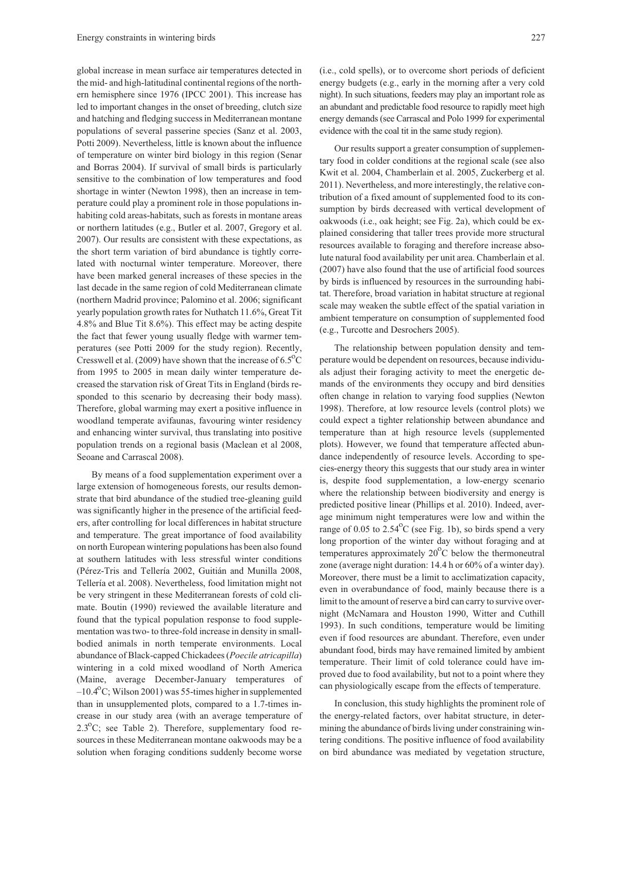global increase in mean surface air temperatures detected in the mid- and high-latitudinal continental regions of the northern hemisphere since 1976 (IPCC 2001). This increase has led to important changes in the onset of breeding, clutch size and hatching and fledging success in Mediterranean montane populations of several passerine species (Sanz et al. 2003, Potti 2009). Nevertheless, little is known about the influence of temperature on winter bird biology in this region (Senar and Borras 2004). If survival of small birds is particularly sensitive to the combination of low temperatures and food shortage in winter (Newton 1998), then an increase in temperature could play a prominent role in those populations inhabiting cold areas-habitats, such as forests in montane areas or northern latitudes (e.g., Butler et al. 2007, Gregory et al. 2007). Our results are consistent with these expectations, as the short term variation of bird abundance is tightly correlated with nocturnal winter temperature. Moreover, there have been marked general increases of these species in the last decade in the same region of cold Mediterranean climate (northern Madrid province; Palomino et al. 2006; significant yearly population growth rates for Nuthatch 11.6%, Great Tit 4.8% and Blue Tit 8.6%). This effect may be acting despite the fact that fewer young usually fledge with warmer temperatures (see Potti 2009 for the study region). Recently, Cresswell et al. (2009) have shown that the increase of 6.5$^{o}$C from 1995 to 2005 in mean daily winter temperature decreased the starvation risk of Great Tits in England (birds responded to this scenario by decreasing their body mass). Therefore, global warming may exert a positive influence in woodland temperate avifaunas, favouring winter residency and enhancing winter survival, thus translating into positive population trends on a regional basis (Maclean et al 2008, Seoane and Carrascal 2008).

By means of a food supplementation experiment over a large extension of homogeneous forests, our results demonstrate that bird abundance of the studied tree-gleaning guild was significantly higher in the presence of the artificial feeders, after controlling for local differences in habitat structure and temperature. The great importance of food availability on north European wintering populations has been also found at southern latitudes with less stressful winter conditions (Pérez-Tris and Tellería 2002, Guitián and Munilla 2008, Tellería et al. 2008). Nevertheless, food limitation might not be very stringent in these Mediterranean forests of cold climate. Boutin (1990) reviewed the available literature and found that the typical population response to food supplementation was two- to three-fold increase in density in small-bodied animals in north temperate environments. Local abundance of Black-capped Chickadees (*Poecile atricapilla*) wintering in a cold mixed woodland of North America (Maine, average December-January temperatures of –10.4$^{o}$C; Wilson 2001) was 55-times higher in supplemented than in unsupplemented plots, compared to a 1.7-times increase in our study area (with an average temperature of 2.3$^{o}$C; see Table 2). Therefore, supplementary food resources in these Mediterranean montane oakwoods may be a solution when foraging conditions suddenly become worse (i.e., cold spells), or to overcome short periods of deficient energy budgets (e.g., early in the morning after a very cold night). In such situations, feeders may play an important role as an abundant and predictable food resource to rapidly meet high energy demands (see Carrascal and Polo 1999 for experimental evidence with the coal tit in the same study region).

Our results support a greater consumption of supplementary food in colder conditions at the regional scale (see also Kwit et al. 2004, Chamberlain et al. 2005, Zuckerberg et al. 2011). Nevertheless, and more interestingly, the relative contribution of a fixed amount of supplemented food to its consumption by birds decreased with vertical development of oakwoods (i.e., oak height; see Fig. 2a), which could be explained considering that taller trees provide more structural resources available to foraging and therefore increase absolute natural food availability per unit area. Chamberlain et al. (2007) have also found that the use of artificial food sources by birds is influenced by resources in the surrounding habitat. Therefore, broad variation in habitat structure at regional scale may weaken the subtle effect of the spatial variation in ambient temperature on consumption of supplemented food (e.g., Turcotte and Desrochers 2005).

The relationship between population density and temperature would be dependent on resources, because individuals adjust their foraging activity to meet the energetic demands of the environments they occupy and bird densities often change in relation to varying food supplies (Newton 1998). Therefore, at low resource levels (control plots) we could expect a tighter relationship between abundance and temperature than at high resource levels (supplemented plots). However, we found that temperature affected abundance independently of resource levels. According to species-energy theory this suggests that our study area in winter is, despite food supplementation, a low-energy scenario where the relationship between biodiversity and energy is predicted positive linear (Phillips et al. 2010). Indeed, average minimum night temperatures were low and within the range of 0.05 to 2.54$^{o}$C (see Fig. 1b), so birds spend a very long proportion of the winter day without foraging and at temperatures approximately 20$^{o}$C below the thermoneutral zone (average night duration: 14.4 h or 60% of a winter day). Moreover, there must be a limit to acclimatization capacity, even in overabundance of food, mainly because there is a limit to the amount of reserve a bird can carry to survive overnight (McNamara and Houston 1990, Witter and Cuthill 1993). In such conditions, temperature would be limiting even if food resources are abundant. Therefore, even under abundant food, birds may have remained limited by ambient temperature. Their limit of cold tolerance could have improved due to food availability, but not to a point where they can physiologically escape from the effects of temperature.

In conclusion, this study highlights the prominent role of the energy-related factors, over habitat structure, in determining the abundance of birds living under constraining wintering conditions. The positive influence of food availability on bird abundance was mediated by vegetation structure,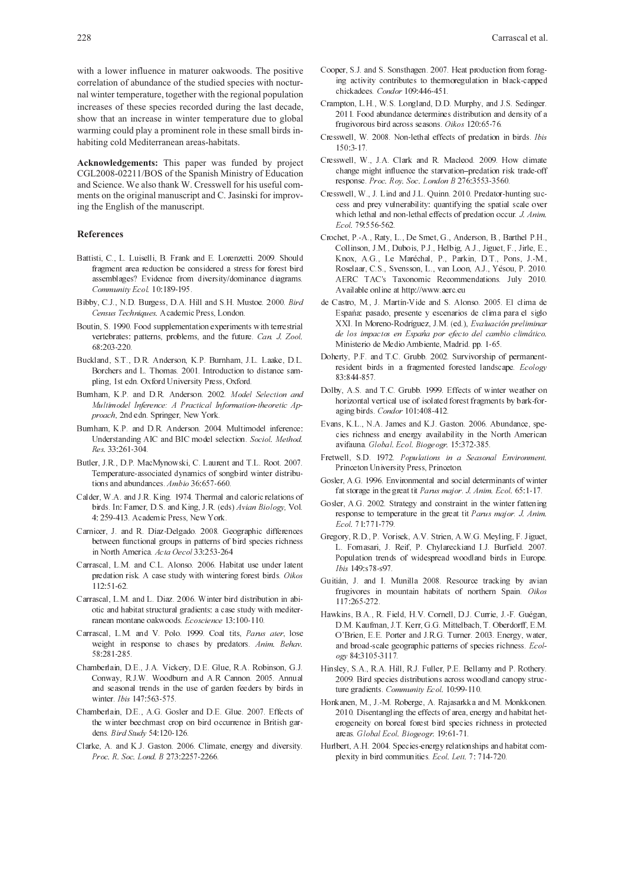with a lower influence in maturer oakwoods. The positive correlation of abundance of the studied species with nocturnal winter temperature, together with the regional population increases of these species recorded during the last decade, show that an increase in winter temperature due to global warming could play a prominent role in these small birds inhabiting cold Mediterranean areas-habitats.

**Acknowledgements:** This paper was funded by project CGL2008-02211/BOS of the Spanish Ministry of Education and Science. We also thank W. Cresswell for his useful comments on the original manuscript and C. Jasinski for improving the English of the manuscript.

### References

Battisti, C., L. Luiselli, B. Frank and E. Lorenzetti. 2009. Should fragment area reduction be considered a stress for forest bird assemblages? Evidence from diversity/dominance diagrams. *Community Ecol.* 10:189-195.

Bibby, C.J., N.D. Burgess, D.A. Hill and S.H. Mustoe. 2000. *Bird Census Techniques*. Academic Press, London.

Boutin, S. 1990. Food supplementation experiments with terrestrial vertebrates: patterns, problems, and the future. *Can. J. Zool.* 68:203-220.

Buckland, S.T., D.R. Anderson, K.P. Burnham, J.L. Laake, D.L. Borchers and L. Thomas. 2001. Introduction to distance sampling, 1st edn. Oxford University Press, Oxford.

Burnham, K.P. and D.R. Anderson. 2002. *Model Selection and Multimodel Inference: A Practical Information-theoretic Approach*, 2nd edn. Springer, New York.

Burnham, K.P. and D.R. Anderson. 2004. Multimodel inference: Understanding AIC and BIC model selection. *Sociol. Method. Res.* 33:261-304.

Butler, J.R., D.P. MacMynowski, C. Laurent and T.L. Root. 2007. Temperature-associated dynamics of songbird winter distributions and abundances. *Ambio* 36:657-660.

Calder, W.A. and J.R. King. 1974. Thermal and caloric relations of birds. In: Farner, D.S. and King, J.R. (eds) *Avian Biology,* Vol. 4: 259-413. Academic Press, New York.

Carnicer, J. and R. Díaz-Delgado. 2008. Geographic differences between functional groups in patterns of bird species richness in North America. *Acta Oecol* 33:253-264

Carrascal, L.M. and C.L. Alonso. 2006. Habitat use under latent predation risk. A case study with wintering forest birds. *Oikos* 112:51-62.

Carrascal, L.M. and L. Díaz. 2006. Winter bird distribution in abiotic and habitat structural gradients: a case study with mediterranean montane oakwoods. *Ecoscience* 13:100-110.

Carrascal, L.M. and V. Polo. 1999. Coal tits, *Parus ater*, lose weight in response to chases by predators. *Anim. Behav.* 58:281-285.

Chamberlain, D.E., J.A. Vickery, D.E. Glue, R.A. Robinson, G.J. Conway, R.J.W. Woodburn and A.R Cannon. 2005. Annual and seasonal trends in the use of garden feeders by birds in winter. *Ibis* 147:563-575.

Chamberlain, D.E., A.G. Gosler and D.E. Glue. 2007. Effects of the winter beechmast crop on bird occurrence in British gardens. *Bird Study* 54:120-126.

Clarke, A. and K.J. Gaston. 2006. Climate, energy and diversity. *Proc. R. Soc. Lond. B* 273:2257-2266.

Cooper, S.J. and S. Sonsthagen. 2007. Heat production from foraging activity contributes to thermoregulation in black-capped chickadees. *Condor* 109:446-451.

Crampton, L.H., W.S. Longland, D.D. Murphy, and J.S. Sedinger. 2011. Food abundance determines distribution and density of a frugivorous bird across seasons. *Oikos* 120:65-76.

Cresswell, W. 2008. Non-lethal effects of predation in birds. *Ibis* 150:3-17.

Cresswell, W., J.A. Clark and R. Macleod. 2009. How climate change might influence the starvation–predation risk trade-off response. *Proc. Roy. Soc. London B* 276:3553-3560.

Cresswell, W., J. Lind and J.L. Quinn. 2010. Predator-hunting success and prey vulnerability: quantifying the spatial scale over which lethal and non-lethal effects of predation occur. *J. Anim. Ecol.* 79:556-562.

Crochet, P.-A., Raty, L., De Smet, G., Anderson, B., Barthel P.H., Collinson, J.M., Dubois, P.J., Helbig, A.J., Jiguet, F., Jirle, E., Knox, A.G., Le Maréchal, P., Parkin, D.T., Pons, J.-M., Roselaar, C.S., Svensson, L., van Loon, A.J., Yésou, P. 2010. AERC TAC's Taxonomic Recommendations. July 2010. Available online at http://www.aerc.eu

de Castro, M., J. Martín-Vide and S. Alonso. 2005. El clima de España: pasado, presente y escenarios de clima para el siglo XXI. In Moreno-Rodríguez, J.M. (ed.), *Evaluación preliminar de los impactos en España por efecto del cambio climático*. Ministerio de Medio Ambiente, Madrid. pp. 1-65.

Doherty, P.F. and T.C. Grubb. 2002. Survivorship of permanent-resident birds in a fragmented forested landscape. *Ecology* 83:844-857.

Dolby, A.S. and T.C. Grubb. 1999. Effects of winter weather on horizontal vertical use of isolated forest fragments by bark-foraging birds. *Condor* 101:408-412.

Evans, K.L., N.A. James and K.J. Gaston. 2006. Abundance, species richness and energy availability in the North American avifauna. *Global. Ecol. Biogeogr.* 15:372-385.

Fretwell, S.D. 1972. *Populations in a Seasonal Environment*. Princeton University Press, Princeton.

Gosler, A.G. 1996. Environmental and social determinants of winter fat storage in the great tit *Parus major*. *J. Anim. Ecol.* 65:1-17.

Gosler, A.G. 2002. Strategy and constraint in the winter fattening response to temperature in the great tit *Parus major*. *J. Anim. Ecol.* 71:771-779.

Gregory, R.D., P. Vorisek, A.V. Strien, A.W.G. Meyling, F. Jiguet, L. Fornasari, J. Reif, P. Chylareckiand I.J. Burfield. 2007. Population trends of widespread woodland birds in Europe. *Ibis* 149:s78-s97.

Guitián, J. and I. Munilla 2008. Resource tracking by avian frugivores in mountain habitats of northern Spain. *Oikos* 117:265-272.

Hawkins, B.A., R. Field, H.V. Cornell, D.J. Currie, J.-F. Guégan, D.M. Kaufman, J.T. Kerr, G.G. Mittelbach, T. Oberdorff, E.M. O'Brien, E.E. Porter and J.R.G. Turner. 2003. Energy, water, and broad-scale geographic patterns of species richness. *Ecology* 84:3105-3117.

Hinsley, S.A., R.A. Hill, R.J. Fuller, P.E. Bellamy and P. Rothery. 2009. Bird species distributions across woodland canopy structure gradients. *Community Ecol.* 10:99-110.

Honkanen, M., J.-M. Roberge, A. Rajasarkka and M. Monkkonen. 2010. Disentangling the effects of area, energy and habitat heterogeneity on boreal forest bird species richness in protected areas. *Global Ecol. Biogeogr.* 19:61-71.

Hurlbert, A.H. 2004. Species-energy relationships and habitat complexity in bird communities. *Ecol. Lett.* 7: 714-720.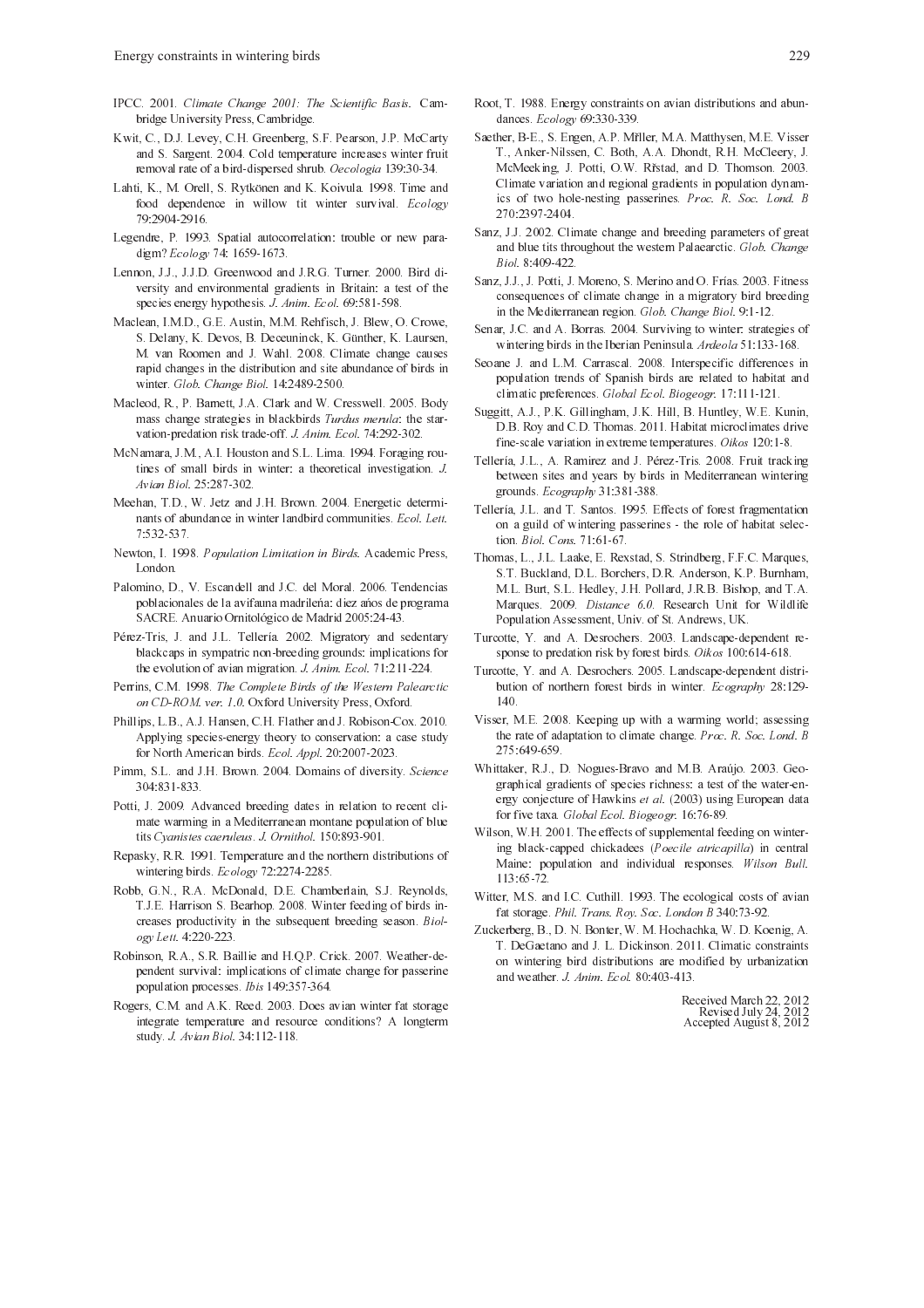IPCC. 2001. *Climate Change 2001: The Scientific Basis*. Cambridge University Press, Cambridge.

Kwit, C., D.J. Levey, C.H. Greenberg, S.F. Pearson, J.P. McCarty and S. Sargent. 2004. Cold temperature increases winter fruit removal rate of a bird-dispersed shrub. *Oecologia* 139:30-34.

Lahti, K., M. Orell, S. Rytkönen and K. Koivula. 1998. Time and food dependence in willow tit winter survival. *Ecology* 79:2904-2916.

Legendre, P. 1993. Spatial autocorrelation: trouble or new paradigm? *Ecology* 74: 1659-1673.

Lennon, J.J., J.J.D. Greenwood and J.R.G. Turner. 2000. Bird diversity and environmental gradients in Britain: a test of the species energy hypothesis. *J. Anim. Ecol.* 69:581-598.

Maclean, I.M.D., G.E. Austin, M.M. Rehfisch, J. Blew, O. Crowe, S. Delany, K. Devos, B. Deceuninck, K. Günther, K. Laursen, M. van Roomen and J. Wahl. 2008. Climate change causes rapid changes in the distribution and site abundance of birds in winter. *Glob. Change Biol.* 14:2489-2500.

Macleod, R., P. Barnett, J.A. Clark and W. Cresswell. 2005. Body mass change strategies in blackbirds *Turdus merula*: the starvation-predation risk trade-off. *J. Anim. Ecol.* 74:292-302.

McNamara, J.M., A.I. Houston and S.L. Lima. 1994. Foraging routines of small birds in winter: a theoretical investigation. *J. Avian Biol.* 25:287-302.

Meehan, T.D., W. Jetz and J.H. Brown. 2004. Energetic determinants of abundance in winter landbird communities. *Ecol. Lett.* 7:532-537.

Newton, I. 1998. *Population Limitation in Birds*. Academic Press, London.

Palomino, D., V. Escandell and J.C. del Moral. 2006. Tendencias poblacionales de la avifauna madrileña: diez años de programa SACRE. Anuario Ornitológico de Madrid 2005:24-43.

Pérez-Tris, J. and J.L. Tellería. 2002. Migratory and sedentary blackcaps in sympatric non-breeding grounds: implications for the evolution of avian migration. *J. Anim. Ecol.* 71:211-224.

Perrins, C.M. 1998. *The Complete Birds of the Western Palearctic on CD-ROM. ver. 1.0*. Oxford University Press, Oxford.

Phillips, L.B., A.J. Hansen, C.H. Flather and J. Robison-Cox. 2010. Applying species-energy theory to conservation: a case study for North American birds. *Ecol. Appl.* 20:2007-2023.

Pimm, S.L. and J.H. Brown. 2004. Domains of diversity. *Science* 304:831-833.

Potti, J. 2009. Advanced breeding dates in relation to recent climate warming in a Mediterranean montane population of blue tits *Cyanistes caeruleus*. *J. Ornithol.* 150:893-901.

Repasky, R.R. 1991. Temperature and the northern distributions of wintering birds. *Ecology* 72:2274-2285.

Robb, G.N., R.A. McDonald, D.E. Chamberlain, S.J. Reynolds, T.J.E. Harrison S. Bearhop. 2008. Winter feeding of birds increases productivity in the subsequent breeding season. *Biology Lett.* 4:220-223.

Robinson, R.A., S.R. Baillie and H.Q.P. Crick. 2007. Weather-dependent survival: implications of climate change for passerine population processes. *Ibis* 149:357-364.

Rogers, C.M. and A.K. Reed. 2003. Does avian winter fat storage integrate temperature and resource conditions? A longterm study. *J. Avian Biol.* 34:112-118.

Root, T. 1988. Energy constraints on avian distributions and abundances. *Ecology* 69:330-339.

Saether, B-E., S. Engen, A.P. Møller, M.A. Matthysen, M.E. Visser T., Anker-Nilssen, C. Both, A.A. Dhondt, R.H. McCleery, J. McMeeking, J. Potti, O.W. Røstad, and D. Thomson. 2003. Climate variation and regional gradients in population dynamics of two hole-nesting passerines. *Proc. R. Soc. Lond. B* 270:2397-2404.

Sanz, J.J. 2002. Climate change and breeding parameters of great and blue tits throughout the western Palaearctic. *Glob. Change Biol.* 8:409-422.

Sanz, J.J., J. Potti, J. Moreno, S. Merino and O. Frías. 2003. Fitness consequences of climate change in a migratory bird breeding in the Mediterranean region. *Glob. Change Biol.* 9:1-12.

Senar, J.C. and A. Borras. 2004. Surviving to winter: strategies of wintering birds in the Iberian Peninsula. *Ardeola* 51:133-168.

Seoane J. and L.M. Carrascal. 2008. Interspecific differences in population trends of Spanish birds are related to habitat and climatic preferences. *Global Ecol. Biogeogr.* 17:111-121.

Suggitt, A.J., P.K. Gillingham, J.K. Hill, B. Huntley, W.E. Kunin, D.B. Roy and C.D. Thomas. 2011. Habitat microclimates drive fine-scale variation in extreme temperatures. *Oikos* 120:1-8.

Tellería, J.L., A. Ramirez and J. Pérez-Tris. 2008. Fruit tracking between sites and years by birds in Mediterranean wintering grounds. *Ecography* 31:381-388.

Tellería, J.L. and T. Santos. 1995. Effects of forest fragmentation on a guild of wintering passerines - the role of habitat selection. *Biol. Cons.* 71:61-67.

Thomas, L., J.L. Laake, E. Rexstad, S. Strindberg, F.F.C. Marques, S.T. Buckland, D.L. Borchers, D.R. Anderson, K.P. Burnham, M.L. Burt, S.L. Hedley, J.H. Pollard, J.R.B. Bishop, and T.A. Marques. 2009. *Distance 6.0*. Research Unit for Wildlife Population Assessment, Univ. of St. Andrews, UK.

Turcotte, Y. and A. Desrochers. 2003. Landscape-dependent response to predation risk by forest birds. *Oikos* 100:614-618.

Turcotte, Y. and A. Desrochers. 2005. Landscape-dependent distribution of northern forest birds in winter. *Ecography* 28:129-140.

Visser, M.E. 2008. Keeping up with a warming world; assessing the rate of adaptation to climate change. *Proc. R. Soc. Lond. B* 275:649-659.

Whittaker, R.J., D. Nogues-Bravo and M.B. Araújo. 2003. Geographical gradients of species richness: a test of the water-energy conjecture of Hawkins *et al.* (2003) using European data for five taxa. *Global Ecol. Biogeogr.* 16:76-89.

Wilson, W.H. 2001. The effects of supplemental feeding on wintering black-capped chickadees (*Poecile atricapilla*) in central Maine: population and individual responses. *Wilson Bull.* 113:65-72.

Witter, M.S. and I.C. Cuthill. 1993. The ecological costs of avian fat storage. *Phil. Trans. Roy. Soc. London B* 340:73-92.

Zuckerberg, B., D. N. Bonter, W. M. Hochachka, W. D. Koenig, A. T. DeGaetano and J. L. Dickinson. 2011. Climatic constraints on wintering bird distributions are modified by urbanization and weather. *J. Anim. Ecol.* 80:403-413.

Received March 22, 2012
Revised July 24, 2012
Accepted August 8, 2012